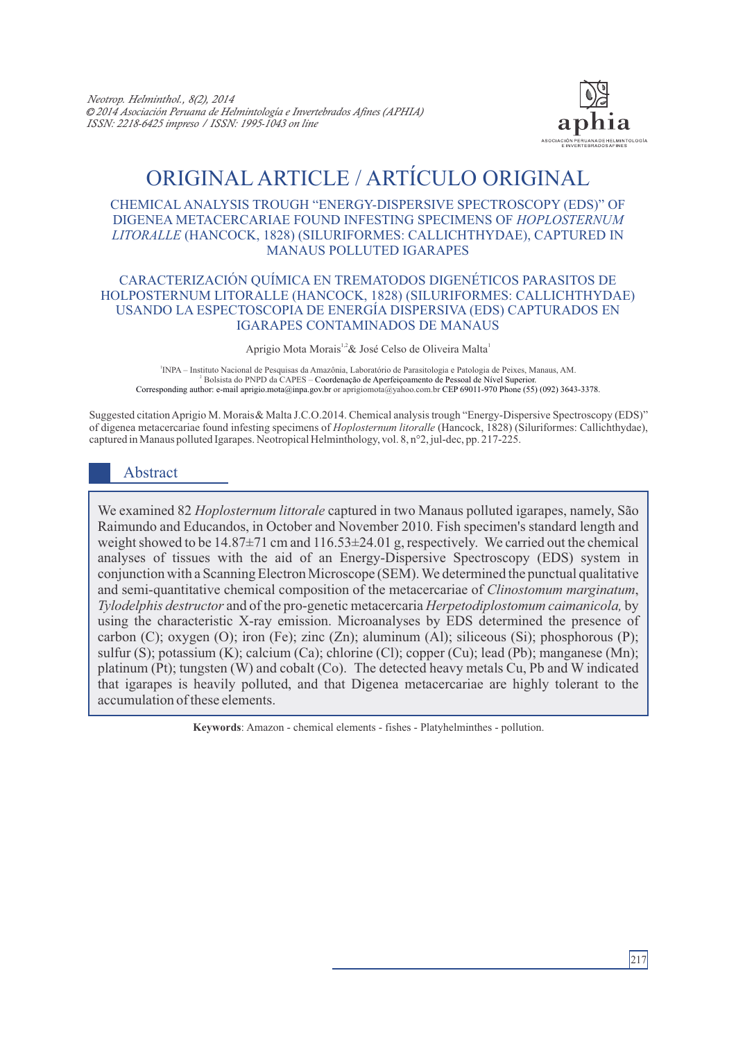ORIGINAL ARTICLE / ARTÍCULO ORIGINAL

# CHEMICAL ANALYSIS TROUGH "ENERGY-DISPERSIVE SPECTROSCOPY (EDS)" OF DIGENEA METACERCARIAE FOUND INFESTING SPECIMENS OF *HOPLOSTERNUM LITORALLE* (HANCOCK, 1828) (SILURIFORMES: CALLICHTHYDAE), CAPTURED IN MANAUS POLLUTED IGARAPES

# CARACTERIZACIÓN QUÍMICA EN TREMATODOS DIGENÉTICOS PARASITOS DE HOLPOSTERNUM LITORALLE (HANCOCK, 1828) (SILURIFORMES: CALLICHTHYDAE) USANDO LA ESPECTOSCOPIA DE ENERGÍA DISPERSIVA (EDS) CAPTURADOS EN IGARAPES CONTAMINADOS DE MANAUS

Aprigio Mota Morais[1,2] & José Celso de Oliveira Malta[1]

[1]INPA – Instituto Nacional de Pesquisas da Amazônia, Laboratório de Parasitologia e Patologia de Peixes, Manaus, AM.
[2] Bolsista do PNPD da CAPES – Coordenação de Aperfeiçoamento de Pessoal de Nível Superior.
Corresponding author: e-mail aprigio.mota@inpa.gov.br or aprigiomota@yahoo.com.br CEP 69011-970 Phone (55) (092) 3643-3378.

Suggested citation Aprigio M. Morais& Malta J.C.O.2014. Chemical analysis trough "Energy-Dispersive Spectroscopy (EDS)" of digenea metacercariae found infesting specimens of *Hoplosternum litoralle* (Hancock, 1828) (Siluriformes: Callichthydae), captured in Manaus polluted Igarapes. Neotropical Helminthology, vol. 8, n°2, jul-dec, pp. 217-225.

## Abstract

We examined 82 *Hoplosternum littorale* captured in two Manaus polluted igarapes, namely, São Raimundo and Educandos, in October and November 2010. Fish specimen's standard length and weight showed to be 14.87±71 cm and 116.53±24.01 g, respectively. We carried out the chemical analyses of tissues with the aid of an Energy-Dispersive Spectroscopy (EDS) system in conjunction with a Scanning Electron Microscope (SEM). We determined the punctual qualitative and semi-quantitative chemical composition of the metacercariae of *Clinostomum marginatum*, *Tylodelphis destructor* and of the pro-genetic metacercaria *Herpetodiplostomum caimanicola,* by using the characteristic X-ray emission. Microanalyses by EDS determined the presence of carbon (C); oxygen (O); iron (Fe); zinc (Zn); aluminum (Al); siliceous (Si); phosphorous (P); sulfur (S); potassium (K); calcium (Ca); chlorine (Cl); copper (Cu); lead (Pb); manganese (Mn); platinum (Pt); tungsten (W) and cobalt (Co). The detected heavy metals Cu, Pb and W indicated that igarapes is heavily polluted, and that Digenea metacercariae are highly tolerant to the accumulation of these elements.

**Keywords**: Amazon - chemical elements - fishes - Platyhelminthes - pollution.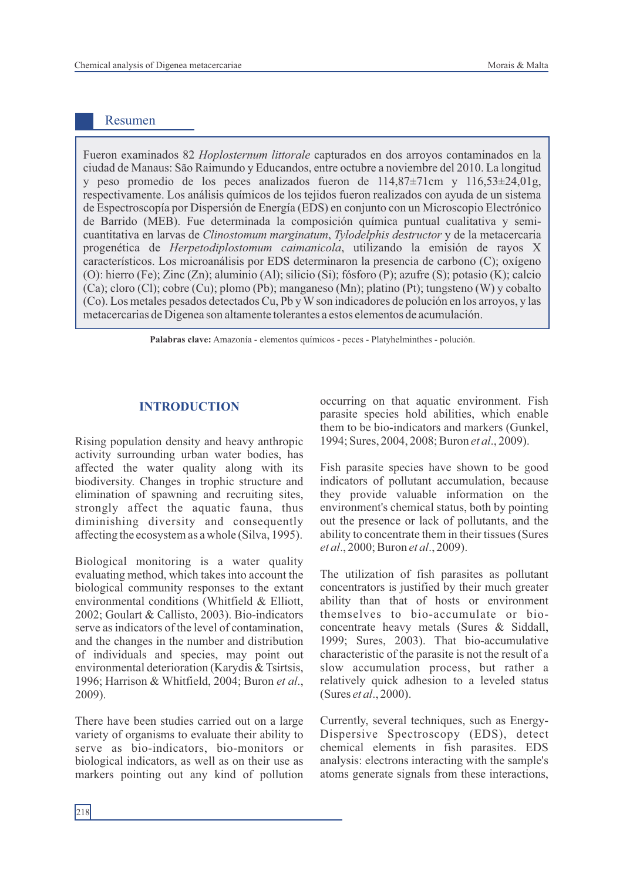## Resumen

Fueron examinados 82 *Hoplosternum littorale* capturados en dos arroyos contaminados en la ciudad de Manaus: São Raimundo y Educandos, entre octubre a noviembre del 2010. La longitud y peso promedio de los peces analizados fueron de 114,87±71cm y 116,53±24,01g, respectivamente. Los análisis químicos de los tejidos fueron realizados con ayuda de un sistema de Espectroscopía por Dispersión de Energía (EDS) en conjunto con un Microscopio Electrónico de Barrido (MEB). Fue determinada la composición química puntual cualitativa y semi-cuantitativa en larvas de *Clinostomum marginatum*, *Tylodelphis destructor* y de la metacercaria progenética de *Herpetodiplostomum caimanicola*, utilizando la emisión de rayos X característicos. Los microanálisis por EDS determinaron la presencia de carbono (C); oxígeno (O): hierro (Fe); Zinc (Zn); aluminio (Al); silicio (Si); fósforo (P); azufre (S); potasio (K); calcio (Ca); cloro (Cl); cobre (Cu); plomo (Pb); manganeso (Mn); platino (Pt); tungsteno (W) y cobalto (Co). Los metales pesados detectados Cu, Pb y W son indicadores de polución en los arroyos, y las metacercarias de Digenea son altamente tolerantes a estos elementos de acumulación.

**Palabras clave:** Amazonía - elementos químicos - peces - Platyhelminthes - polución.

## INTRODUCTION

Rising population density and heavy anthropic activity surrounding urban water bodies, has affected the water quality along with its biodiversity. Changes in trophic structure and elimination of spawning and recruiting sites, strongly affect the aquatic fauna, thus diminishing diversity and consequently affecting the ecosystem as a whole (Silva, 1995).

Biological monitoring is a water quality evaluating method, which takes into account the biological community responses to the extant environmental conditions (Whitfield & Elliott, 2002; Goulart & Callisto, 2003). Bio-indicators serve as indicators of the level of contamination, and the changes in the number and distribution of individuals and species, may point out environmental deterioration (Karydis & Tsirtsis, 1996; Harrison & Whitfield, 2004; Buron *et al*., 2009).

There have been studies carried out on a large variety of organisms to evaluate their ability to serve as bio-indicators, bio-monitors or biological indicators, as well as on their use as markers pointing out any kind of pollution occurring on that aquatic environment. Fish parasite species hold abilities, which enable them to be bio-indicators and markers (Gunkel, 1994; Sures, 2004, 2008; Buron *et al*., 2009).

Fish parasite species have shown to be good indicators of pollutant accumulation, because they provide valuable information on the environment's chemical status, both by pointing out the presence or lack of pollutants, and the ability to concentrate them in their tissues (Sures *et al*., 2000; Buron *et al*., 2009).

The utilization of fish parasites as pollutant concentrators is justified by their much greater ability than that of hosts or environment themselves to bio-accumulate or bio-concentrate heavy metals (Sures & Siddall, 1999; Sures, 2003). That bio-accumulative characteristic of the parasite is not the result of a slow accumulation process, but rather a relatively quick adhesion to a leveled status (Sures *et al*., 2000).

Currently, several techniques, such as Energy-Dispersive Spectroscopy (EDS), detect chemical elements in fish parasites. EDS analysis: electrons interacting with the sample's atoms generate signals from these interactions,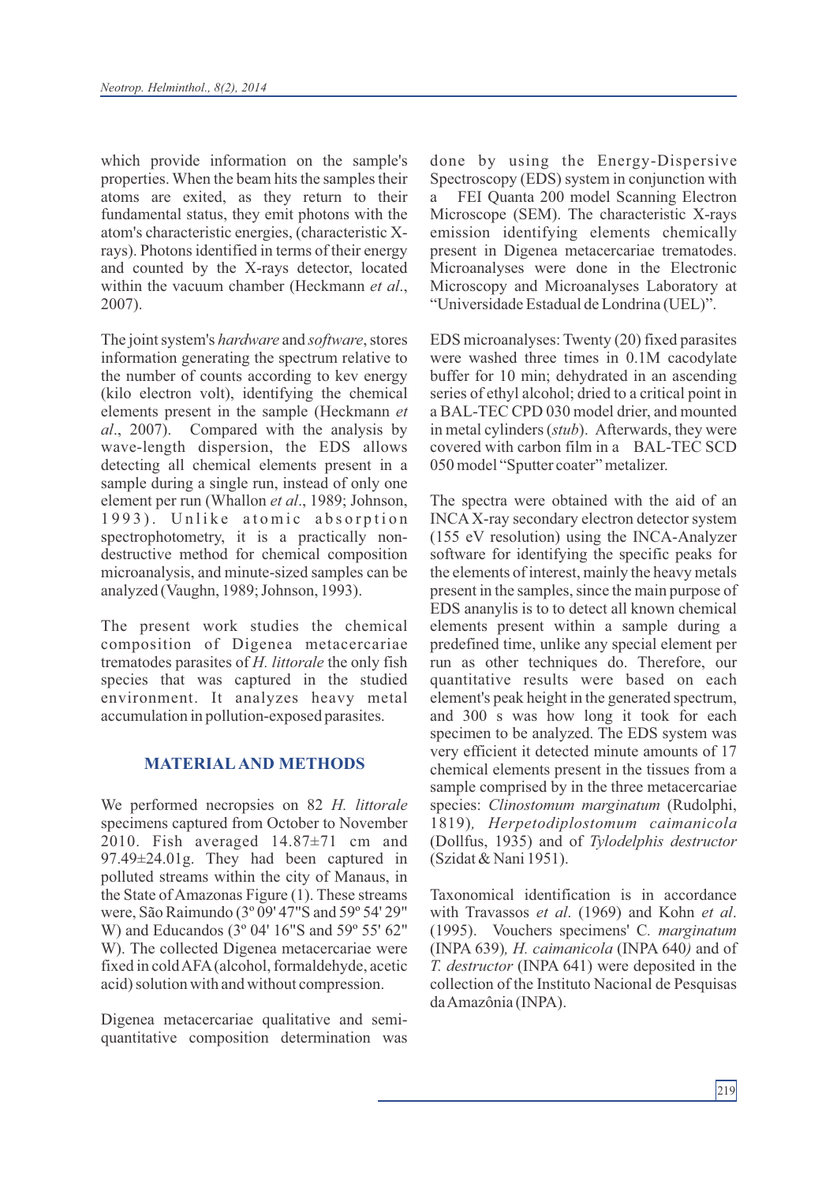which provide information on the sample's properties. When the beam hits the samples their atoms are exited, as they return to their fundamental status, they emit photons with the atom's characteristic energies, (characteristic X-rays). Photons identified in terms of their energy and counted by the X-rays detector, located within the vacuum chamber (Heckmann *et al*., 2007).

The joint system's *hardware* and *software*, stores information generating the spectrum relative to the number of counts according to kev energy (kilo electron volt), identifying the chemical elements present in the sample (Heckmann *et al*., 2007). Compared with the analysis by wave-length dispersion, the EDS allows detecting all chemical elements present in a sample during a single run, instead of only one element per run (Whallon *et al*., 1989; Johnson, 1993). Unlike atomic absorption spectrophotometry, it is a practically non-destructive method for chemical composition microanalysis, and minute-sized samples can be analyzed (Vaughn, 1989; Johnson, 1993).

The present work studies the chemical composition of Digenea metacercariae trematodes parasites of *H. littorale* the only fish species that was captured in the studied environment. It analyzes heavy metal accumulation in pollution-exposed parasites.

## MATERIAL AND METHODS

We performed necropsies on 82 *H. littorale* specimens captured from October to November 2010. Fish averaged 14.87±71 cm and 97.49±24.01g. They had been captured in polluted streams within the city of Manaus, in the State of Amazonas Figure (1). These streams were, São Raimundo (3º 09' 47"S and 59º 54' 29" W) and Educandos (3º 04' 16"S and 59º 55' 62" W). The collected Digenea metacercariae were fixed in cold AFA (alcohol, formaldehyde, acetic acid) solution with and without compression.

Digenea metacercariae qualitative and semi-quantitative composition determination was done by using the Energy-Dispersive Spectroscopy (EDS) system in conjunction with a FEI Quanta 200 model Scanning Electron Microscope (SEM). The characteristic X-rays emission identifying elements chemically present in Digenea metacercariae trematodes. Microanalyses were done in the Electronic Microscopy and Microanalyses Laboratory at "Universidade Estadual de Londrina (UEL)".

EDS microanalyses: Twenty (20) fixed parasites were washed three times in 0.1M cacodylate buffer for 10 min; dehydrated in an ascending series of ethyl alcohol; dried to a critical point in a BAL-TEC CPD 030 model drier, and mounted in metal cylinders (*stub*). Afterwards, they were covered with carbon film in a BAL-TEC SCD 050 model "Sputter coater" metalizer.

The spectra were obtained with the aid of an INCA X-ray secondary electron detector system (155 eV resolution) using the INCA-Analyzer software for identifying the specific peaks for the elements of interest, mainly the heavy metals present in the samples, since the main purpose of EDS ananylis is to to detect all known chemical elements present within a sample during a predefined time, unlike any special element per run as other techniques do. Therefore, our quantitative results were based on each element's peak height in the generated spectrum, and 300 s was how long it took for each specimen to be analyzed. The EDS system was very efficient it detected minute amounts of 17 chemical elements present in the tissues from a sample comprised by in the three metacercariae species: *Clinostomum marginatum* (Rudolphi, 1819), *Herpetodiplostomum caimanicola* (Dollfus, 1935) and of *Tylodelphis destructor* (Szidat & Nani 1951).

Taxonomical identification is in accordance with Travassos *et al*. (1969) and Kohn *et al*. (1995). Vouchers specimens' C*. marginatum* (INPA 639)*, H. caimanicola* (INPA 640*)* and of *T. destructor* (INPA 641) were deposited in the collection of the Instituto Nacional de Pesquisas da Amazônia (INPA).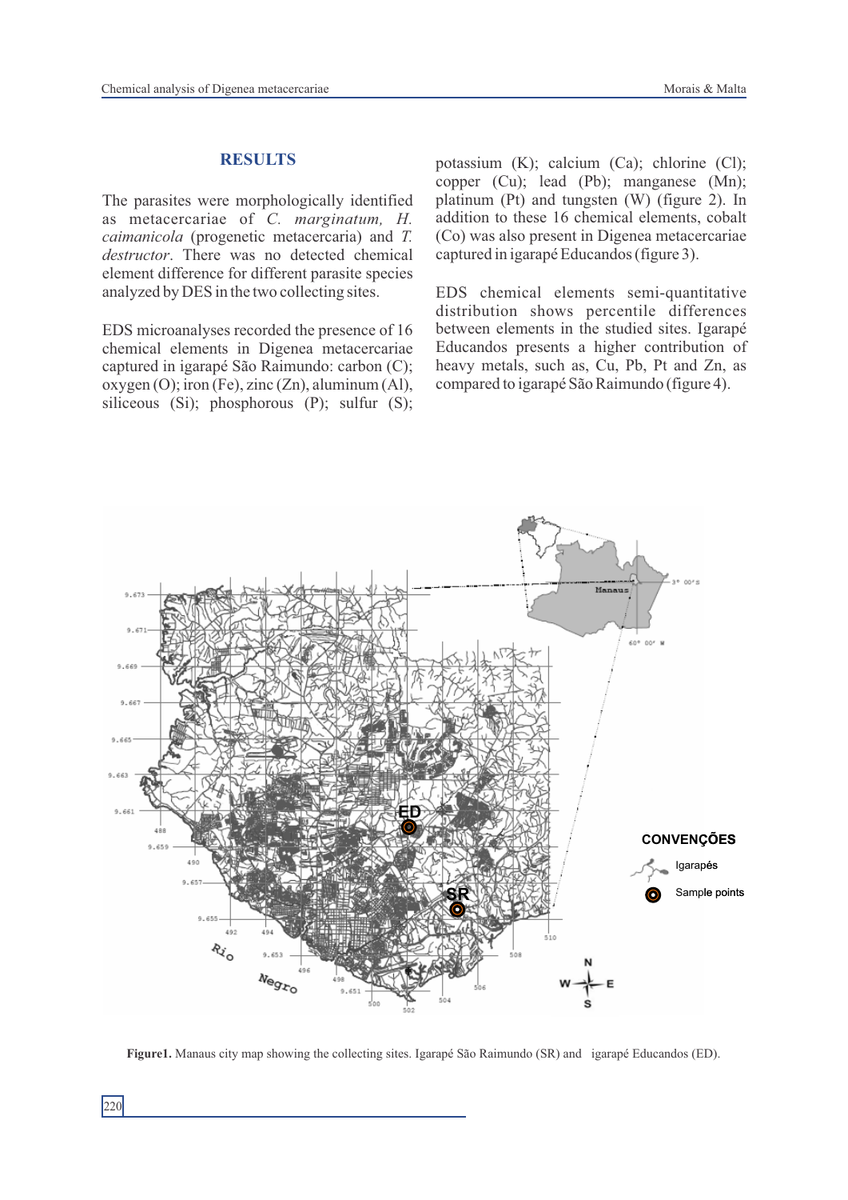## RESULTS

The parasites were morphologically identified as metacercariae of *C. marginatum, H. caimanicola* (progenetic metacercaria) and *T. destructor*. There was no detected chemical element difference for different parasite species analyzed by DES in the two collecting sites.

EDS microanalyses recorded the presence of 16 chemical elements in Digenea metacercariae captured in igarapé São Raimundo: carbon (C); oxygen (O); iron (Fe), zinc (Zn), aluminum (Al), siliceous (Si); phosphorous (P); sulfur (S); potassium (K); calcium (Ca); chlorine (Cl); copper (Cu); lead (Pb); manganese (Mn); platinum (Pt) and tungsten (W) (figure 2). In addition to these 16 chemical elements, cobalt (Co) was also present in Digenea metacercariae captured in igarapé Educandos (figure 3).

EDS chemical elements semi-quantitative distribution shows percentile differences between elements in the studied sites. Igarapé Educandos presents a higher contribution of heavy metals, such as, Cu, Pb, Pt and Zn, as compared to igarapé São Raimundo (figure 4).

**Figure1.** Manaus city map showing the collecting sites. Igarapé São Raimundo (SR) and igarapé Educandos (ED).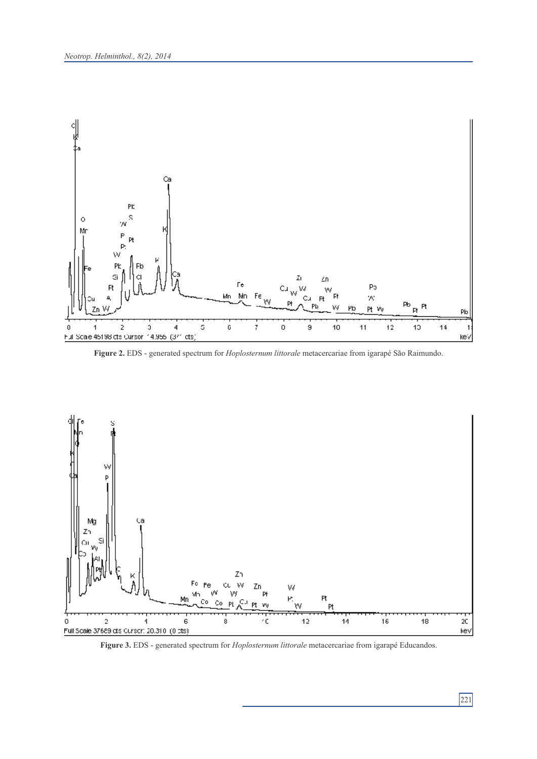**Figure 2.** EDS - generated spectrum for *Hoplosternum littorale* metacercariae from igarapé São Raimundo.

**Figure 3.** EDS - generated spectrum for *Hoplosternum littorale* metacercariae from igarapé Educandos.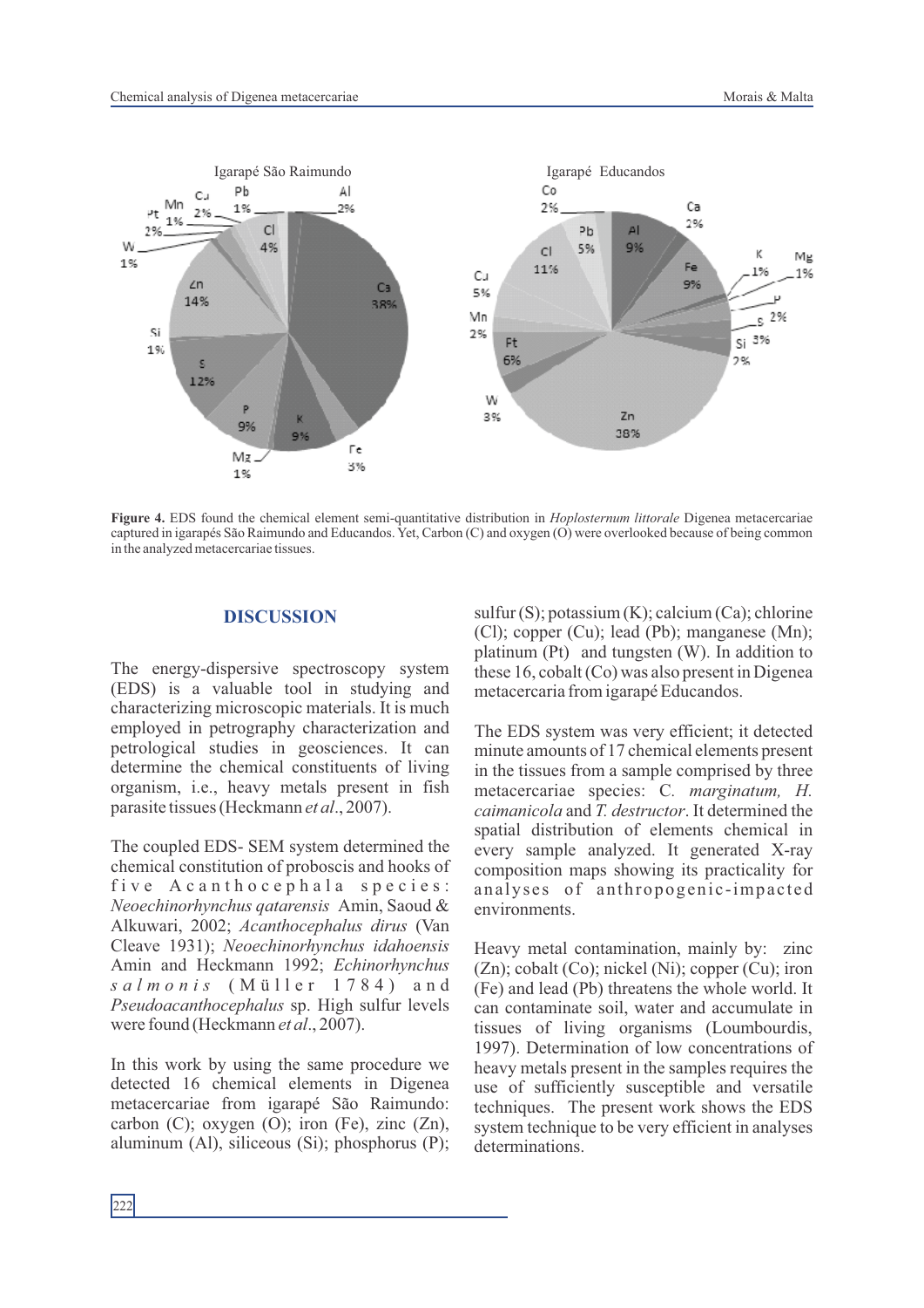Igarapé São Raimundo

Igarapé Educandos

**Figure 4.** EDS found the chemical element semi-quantitative distribution in *Hoplosternum littorale* Digenea metacercariae captured in igarapés São Raimundo and Educandos. Yet, Carbon (C) and oxygen (O) were overlooked because of being common in the analyzed metacercariae tissues.

## DISCUSSION

The energy-dispersive spectroscopy system (EDS) is a valuable tool in studying and characterizing microscopic materials. It is much employed in petrography characterization and petrological studies in geosciences. It can determine the chemical constituents of living organism, i.e., heavy metals present in fish parasite tissues (Heckmann *et al*., 2007).

The coupled EDS- SEM system determined the chemical constitution of proboscis and hooks of five Acanthocephala species: *Neoechinorhynchus qatarensis* Amin, Saoud & Alkuwari, 2002; *Acanthocephalus dirus* (Van Cleave 1931); *Neoechinorhynchus idahoensis* Amin and Heckmann 1992; *Echinorhynchus salmonis* (Müller 1784) and *Pseudoacanthocephalus* sp. High sulfur levels were found (Heckmann *et al*., 2007).

In this work by using the same procedure we detected 16 chemical elements in Digenea metacercariae from igarapé São Raimundo: carbon (C); oxygen (O); iron (Fe), zinc (Zn), aluminum (Al), siliceous (Si); phosphorus (P); sulfur (S); potassium (K); calcium (Ca); chlorine (Cl); copper (Cu); lead (Pb); manganese (Mn); platinum (Pt) and tungsten (W). In addition to these 16, cobalt (Co) was also present in Digenea metacercaria from igarapé Educandos.

The EDS system was very efficient; it detected minute amounts of 17 chemical elements present in the tissues from a sample comprised by three metacercariae species: *C. marginatum, H. caimanicola* and *T. destructor*. It determined the spatial distribution of elements chemical in every sample analyzed. It generated X-ray composition maps showing its practicality for analyses of anthropogenic-impacted environments.

Heavy metal contamination, mainly by: zinc (Zn); cobalt (Co); nickel (Ni); copper (Cu); iron (Fe) and lead (Pb) threatens the whole world. It can contaminate soil, water and accumulate in tissues of living organisms (Loumbourdis, 1997). Determination of low concentrations of heavy metals present in the samples requires the use of sufficiently susceptible and versatile techniques. The present work shows the EDS system technique to be very efficient in analyses determinations.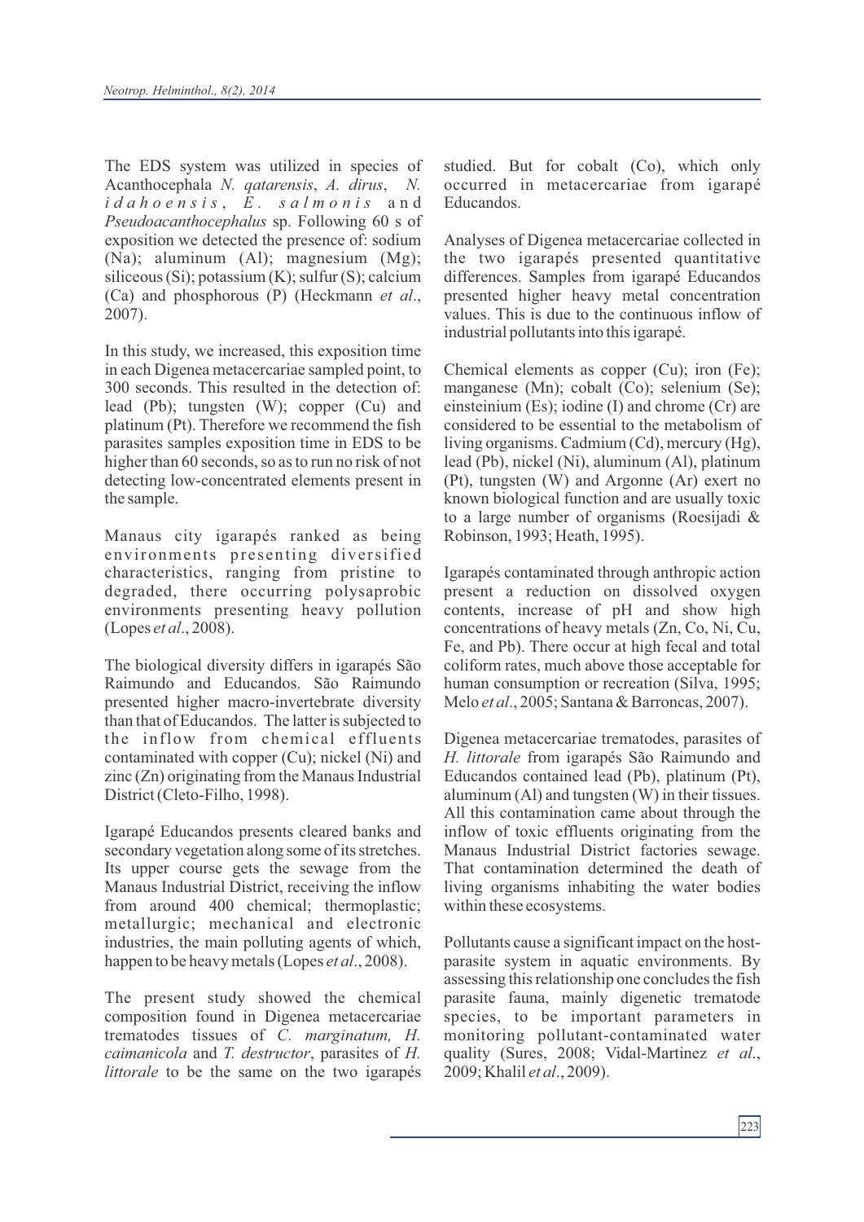The EDS system was utilized in species of Acanthocephala *N. qatarensis*, *A. dirus*, *N. idahoensis*, *E. salmonis* and *Pseudoacanthocephalus* sp. Following 60 s of exposition we detected the presence of: sodium (Na); aluminum (Al); magnesium (Mg); siliceous (Si); potassium (K); sulfur (S); calcium (Ca) and phosphorous (P) (Heckmann *et al*., 2007).

In this study, we increased, this exposition time in each Digenea metacercariae sampled point, to 300 seconds. This resulted in the detection of: lead (Pb); tungsten (W); copper (Cu) and platinum (Pt). Therefore we recommend the fish parasites samples exposition time in EDS to be higher than 60 seconds, so as to run no risk of not detecting low-concentrated elements present in the sample.

Manaus city igarapés ranked as being environments presenting diversified characteristics, ranging from pristine to degraded, there occurring polysaprobic environments presenting heavy pollution (Lopes *et al*., 2008).

The biological diversity differs in igarapés São Raimundo and Educandos. São Raimundo presented higher macro-invertebrate diversity than that of Educandos. The latter is subjected to the inflow from chemical effluents contaminated with copper (Cu); nickel (Ni) and zinc (Zn) originating from the Manaus Industrial District (Cleto-Filho, 1998).

Igarapé Educandos presents cleared banks and secondary vegetation along some of its stretches. Its upper course gets the sewage from the Manaus Industrial District, receiving the inflow from around 400 chemical; thermoplastic; metallurgic; mechanical and electronic industries, the main polluting agents of which, happen to be heavy metals (Lopes *et al*., 2008).

The present study showed the chemical composition found in Digenea metacercariae trematodes tissues of *C. marginatum, H. caimanicola* and *T. destructor*, parasites of *H. littorale* to be the same on the two igarapés studied. But for cobalt (Co), which only occurred in metacercariae from igarapé Educandos.

Analyses of Digenea metacercariae collected in the two igarapés presented quantitative differences. Samples from igarapé Educandos presented higher heavy metal concentration values. This is due to the continuous inflow of industrial pollutants into this igarapé.

Chemical elements as copper (Cu); iron (Fe); manganese (Mn); cobalt (Co); selenium (Se); einsteinium (Es); iodine (I) and chrome (Cr) are considered to be essential to the metabolism of living organisms. Cadmium (Cd), mercury (Hg), lead (Pb), nickel (Ni), aluminum (Al), platinum (Pt), tungsten (W) and Argonne (Ar) exert no known biological function and are usually toxic to a large number of organisms (Roesijadi & Robinson, 1993; Heath, 1995).

Igarapés contaminated through anthropic action present a reduction on dissolved oxygen contents, increase of pH and show high concentrations of heavy metals (Zn, Co, Ni, Cu, Fe, and Pb). There occur at high fecal and total coliform rates, much above those acceptable for human consumption or recreation (Silva, 1995; Melo *et al*., 2005; Santana & Barroncas, 2007).

Digenea metacercariae trematodes, parasites of *H. littorale* from igarapés São Raimundo and Educandos contained lead (Pb), platinum (Pt), aluminum (Al) and tungsten (W) in their tissues. All this contamination came about through the inflow of toxic effluents originating from the Manaus Industrial District factories sewage. That contamination determined the death of living organisms inhabiting the water bodies within these ecosystems.

Pollutants cause a significant impact on the host-parasite system in aquatic environments. By assessing this relationship one concludes the fish parasite fauna, mainly digenetic trematode species, to be important parameters in monitoring pollutant-contaminated water quality (Sures, 2008; Vidal-Martinez *et al*., 2009; Khalil *et al*., 2009).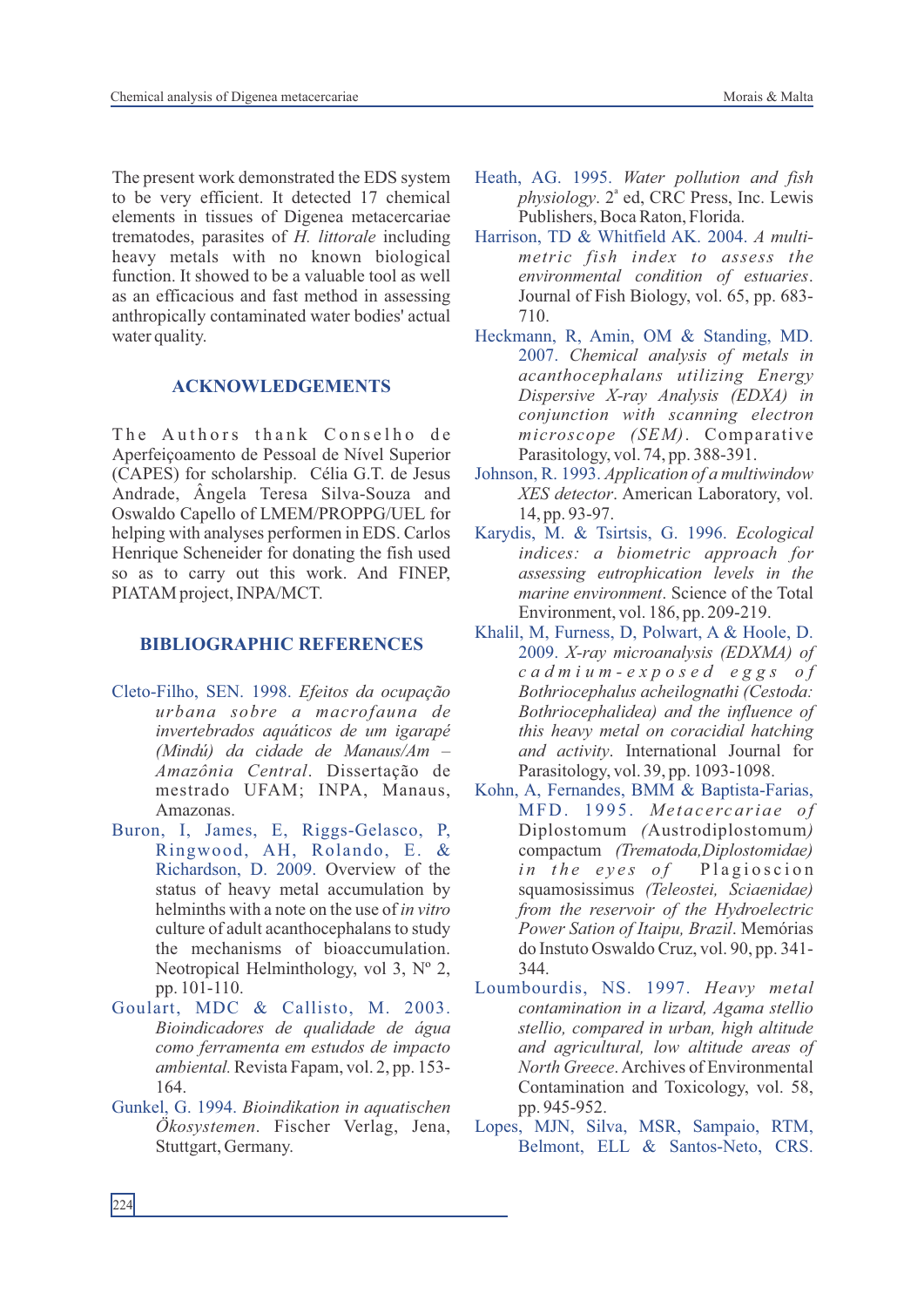The present work demonstrated the EDS system to be very efficient. It detected 17 chemical elements in tissues of Digenea metacercariae trematodes, parasites of *H. littorale* including heavy metals with no known biological function. It showed to be a valuable tool as well as an efficacious and fast method in assessing anthropically contaminated water bodies' actual water quality.

## ACKNOWLEDGEMENTS

The Authors thank Conselho de Aperfeiçoamento de Pessoal de Nível Superior (CAPES) for scholarship. Célia G.T. de Jesus Andrade, Ângela Teresa Silva-Souza and Oswaldo Capello of LMEM/PROPPG/UEL for helping with analyses performen in EDS. Carlos Henrique Scheneider for donating the fish used so as to carry out this work. And FINEP, PIATAM project, INPA/MCT.

## BIBLIOGRAPHIC REFERENCES

Cleto-Filho, SEN. 1998. *Efeitos da ocupação urbana sobre a macrofauna de invertebrados aquáticos de um igarapé (Mindú) da cidade de Manaus/Am – Amazônia Central*. Dissertação de mestrado UFAM; INPA, Manaus, Amazonas.

Buron, I, James, E, Riggs-Gelasco, P, Ringwood, AH, Rolando, E. & Richardson, D. 2009. Overview of the status of heavy metal accumulation by helminths with a note on the use of *in vitro* culture of adult acanthocephalans to study the mechanisms of bioaccumulation. Neotropical Helminthology, vol 3, Nº 2, pp. 101-110.

Goulart, MDC & Callisto, M. 2003. *Bioindicadores de qualidade de água como ferramenta em estudos de impacto ambiental.* Revista Fapam, vol. 2, pp. 153-164.

Gunkel, G. 1994. *Bioindikation in aquatischen Ökosystemen*. Fischer Verlag, Jena, Stuttgart, Germany.

Heath, AG. 1995. *Water pollution and fish physiology*. 2[a] ed, CRC Press, Inc. Lewis Publishers, Boca Raton, Florida.

Harrison, TD & Whitfield AK. 2004. *A multi-metric fish index to assess the environmental condition of estuaries*. Journal of Fish Biology, vol. 65, pp. 683-710.

Heckmann, R, Amin, OM & Standing, MD. 2007. *Chemical analysis of metals in acanthocephalans utilizing Energy Dispersive X-ray Analysis (EDXA) in conjunction with scanning electron microscope (SEM)*. Comparative Parasitology, vol. 74, pp. 388-391.

Johnson, R. 1993. *Application of a multiwindow XES detector*. American Laboratory, vol. 14, pp. 93-97.

Karydis, M. & Tsirtsis, G. 1996. *Ecological indices: a biometric approach for assessing eutrophication levels in the marine environment*. Science of the Total Environment, vol. 186, pp. 209-219.

Khalil, M, Furness, D, Polwart, A & Hoole, D. 2009. *X-ray microanalysis (EDXMA) of cadmium-exposed eggs of Bothriocephalus acheilognathi (Cestoda: Bothriocephalidea) and the influence of this heavy metal on coracidial hatching and activity*. International Journal for Parasitology, vol. 39, pp. 1093-1098.

Kohn, A, Fernandes, BMM & Baptista-Farias, MFD. 1995. *Metacercariae of* Diplostomum *(*Austrodiplostomum*)* compactum *(Trematoda,Diplostomidae) in the eyes of* Plagioscion squamosissimus *(Teleostei, Sciaenidae) from the reservoir of the Hydroelectric Power Sation of Itaipu, Brazil*. Memórias do Instuto Oswaldo Cruz, vol. 90, pp. 341-344.

Loumbourdis, NS. 1997. *Heavy metal contamination in a lizard, Agama stellio stellio, compared in urban, high altitude and agricultural, low altitude areas of North Greece*. Archives of Environmental Contamination and Toxicology, vol. 58, pp. 945-952.

Lopes, MJN, Silva, MSR, Sampaio, RTM, Belmont, ELL & Santos-Neto, CRS.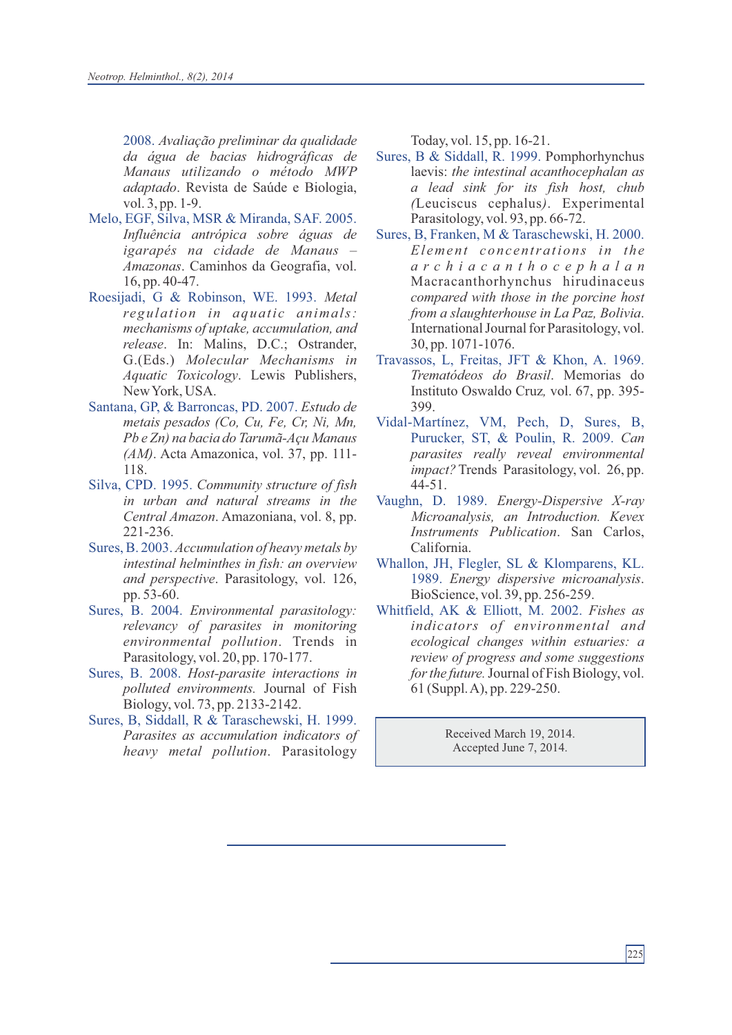2008. *Avaliação preliminar da qualidade da água de bacias hidrográficas de Manaus utilizando o método MWP adaptado*. Revista de Saúde e Biologia, vol. 3, pp. 1-9.

Melo, EGF, Silva, MSR & Miranda, SAF. 2005. *Influência antrópica sobre águas de igarapés na cidade de Manaus – Amazonas*. Caminhos da Geografia, vol. 16, pp. 40-47.

Roesijadi, G & Robinson, WE. 1993. *Metal regulation in aquatic animals: mechanisms of uptake, accumulation, and release*. In: Malins, D.C.; Ostrander, G.(Eds.) *Molecular Mechanisms in Aquatic Toxicology*. Lewis Publishers, New York, USA.

Santana, GP, & Barroncas, PD. 2007. *Estudo de metais pesados (Co, Cu, Fe, Cr, Ni, Mn, Pb e Zn) na bacia do Tarumã-Açu Manaus (AM)*. Acta Amazonica, vol. 37, pp. 111-118.

Silva, CPD. 1995. *Community structure of fish in urban and natural streams in the Central Amazon*. Amazoniana, vol. 8, pp. 221-236.

Sures, B. 2003. *Accumulation of heavy metals by intestinal helminthes in fish: an overview and perspective*. Parasitology, vol. 126, pp. 53-60.

Sures, B. 2004. *Environmental parasitology: relevancy of parasites in monitoring environmental pollution*. Trends in Parasitology, vol. 20, pp. 170-177.

Sures, B. 2008. *Host-parasite interactions in polluted environments.* Journal of Fish Biology, vol. 73, pp. 2133-2142.

Sures, B, Siddall, R & Taraschewski, H. 1999. *Parasites as accumulation indicators of heavy metal pollution*. Parasitology Today, vol. 15, pp. 16-21.

Sures, B & Siddall, R. 1999. Pomphorhynchus laevis: *the intestinal acanthocephalan as a lead sink for its fish host, chub (*Leuciscus cephalus*)*. Experimental Parasitology, vol. 93, pp. 66-72.

Sures, B, Franken, M & Taraschewski, H. 2000. *Element concentrations in the archiacanthocephalan* Macracanthorhynchus hirudinaceus *compared with those in the porcine host from a slaughterhouse in La Paz, Bolivia*. International Journal for Parasitology, vol. 30, pp. 1071-1076.

Travassos, L, Freitas, JFT & Khon, A. 1969. *Trematódeos do Brasil*. Memorias do Instituto Oswaldo Cruz*,* vol. 67, pp. 395-399.

Vidal-Martínez, VM, Pech, D, Sures, B, Purucker, ST, & Poulin, R. 2009. *Can parasites really reveal environmental impact?* Trends Parasitology, vol. 26, pp. 44-51.

Vaughn, D. 1989. *Energy-Dispersive X-ray Microanalysis, an Introduction. Kevex Instruments Publication*. San Carlos, California.

Whallon, JH, Flegler, SL & Klomparens, KL. 1989. *Energy dispersive microanalysis*. BioScience, vol. 39, pp. 256-259.

Whitfield, AK & Elliott, M. 2002. *Fishes as indicators of environmental and ecological changes within estuaries: a review of progress and some suggestions for the future.* Journal of Fish Biology, vol. 61 (Suppl. A), pp. 229-250.

Received March 19, 2014.
Accepted June 7, 2014.